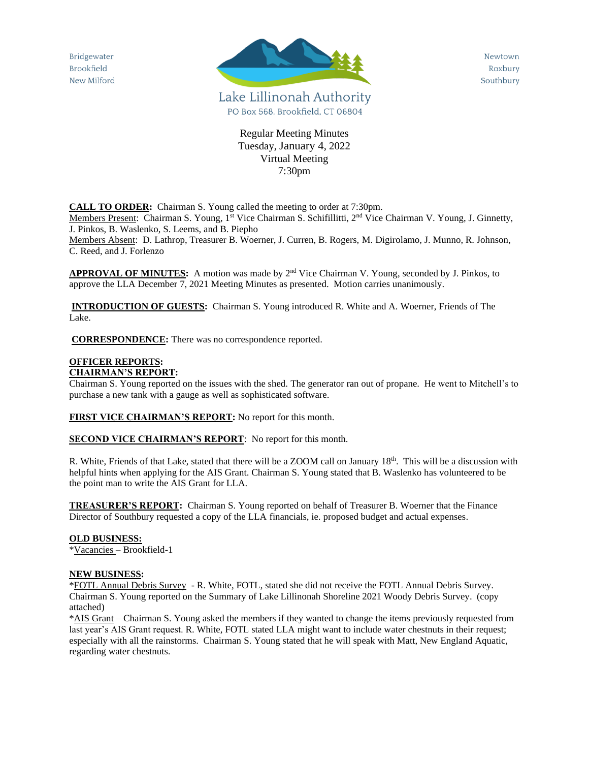Bridgewater
Brookfield
New Milford

Newtown
Roxbury
Southbury

Lake Lillinonah Authority
PO Box 568, Brookfield, CT 06804

Regular Meeting Minutes
Tuesday, January 4, 2022
Virtual Meeting
7:30pm

**CALL TO ORDER:** Chairman S. Young called the meeting to order at 7:30pm.
Members Present: Chairman S. Young, 1st Vice Chairman S. Schifillitti, 2nd Vice Chairman V. Young, J. Ginnetty, J. Pinkos, B. Waslenko, S. Leems, and B. Piepho
Members Absent: D. Lathrop, Treasurer B. Woerner, J. Curren, B. Rogers, M. Digirolamo, J. Munno, R. Johnson, C. Reed, and J. Forlenzo

**APPROVAL OF MINUTES:** A motion was made by 2nd Vice Chairman V. Young, seconded by J. Pinkos, to approve the LLA December 7, 2021 Meeting Minutes as presented. Motion carries unanimously.

**INTRODUCTION OF GUESTS:** Chairman S. Young introduced R. White and A. Woerner, Friends of The Lake.

**CORRESPONDENCE:** There was no correspondence reported.

**OFFICER REPORTS:**
**CHAIRMAN'S REPORT:**
Chairman S. Young reported on the issues with the shed. The generator ran out of propane. He went to Mitchell's to purchase a new tank with a gauge as well as sophisticated software.

**FIRST VICE CHAIRMAN'S REPORT:** No report for this month.

**SECOND VICE CHAIRMAN'S REPORT**: No report for this month.

R. White, Friends of that Lake, stated that there will be a ZOOM call on January 18th. This will be a discussion with helpful hints when applying for the AIS Grant. Chairman S. Young stated that B. Waslenko has volunteered to be the point man to write the AIS Grant for LLA.

**TREASURER'S REPORT:** Chairman S. Young reported on behalf of Treasurer B. Woerner that the Finance Director of Southbury requested a copy of the LLA financials, ie. proposed budget and actual expenses.

**OLD BUSINESS:**
*Vacancies – Brookfield-1

**NEW BUSINESS:**
*FOTL Annual Debris Survey - R. White, FOTL, stated she did not receive the FOTL Annual Debris Survey. Chairman S. Young reported on the Summary of Lake Lillinonah Shoreline 2021 Woody Debris Survey. (copy attached)
*AIS Grant – Chairman S. Young asked the members if they wanted to change the items previously requested from last year's AIS Grant request. R. White, FOTL stated LLA might want to include water chestnuts in their request; especially with all the rainstorms. Chairman S. Young stated that he will speak with Matt, New England Aquatic, regarding water chestnuts.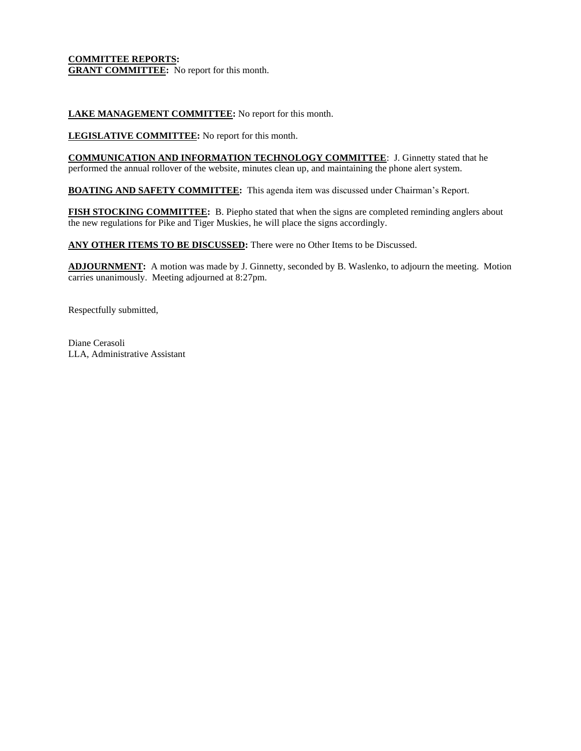**COMMITTEE REPORTS:**
**GRANT COMMITTEE:** No report for this month.

**LAKE MANAGEMENT COMMITTEE:** No report for this month.

**LEGISLATIVE COMMITTEE:** No report for this month.

**COMMUNICATION AND INFORMATION TECHNOLOGY COMMITTEE**: J. Ginnetty stated that he performed the annual rollover of the website, minutes clean up, and maintaining the phone alert system.

**BOATING AND SAFETY COMMITTEE:** This agenda item was discussed under Chairman's Report.

**FISH STOCKING COMMITTEE:** B. Piepho stated that when the signs are completed reminding anglers about the new regulations for Pike and Tiger Muskies, he will place the signs accordingly.

**ANY OTHER ITEMS TO BE DISCUSSED:** There were no Other Items to be Discussed.

**ADJOURNMENT:** A motion was made by J. Ginnetty, seconded by B. Waslenko, to adjourn the meeting. Motion carries unanimously. Meeting adjourned at 8:27pm.

Respectfully submitted,

Diane Cerasoli
LLA, Administrative Assistant